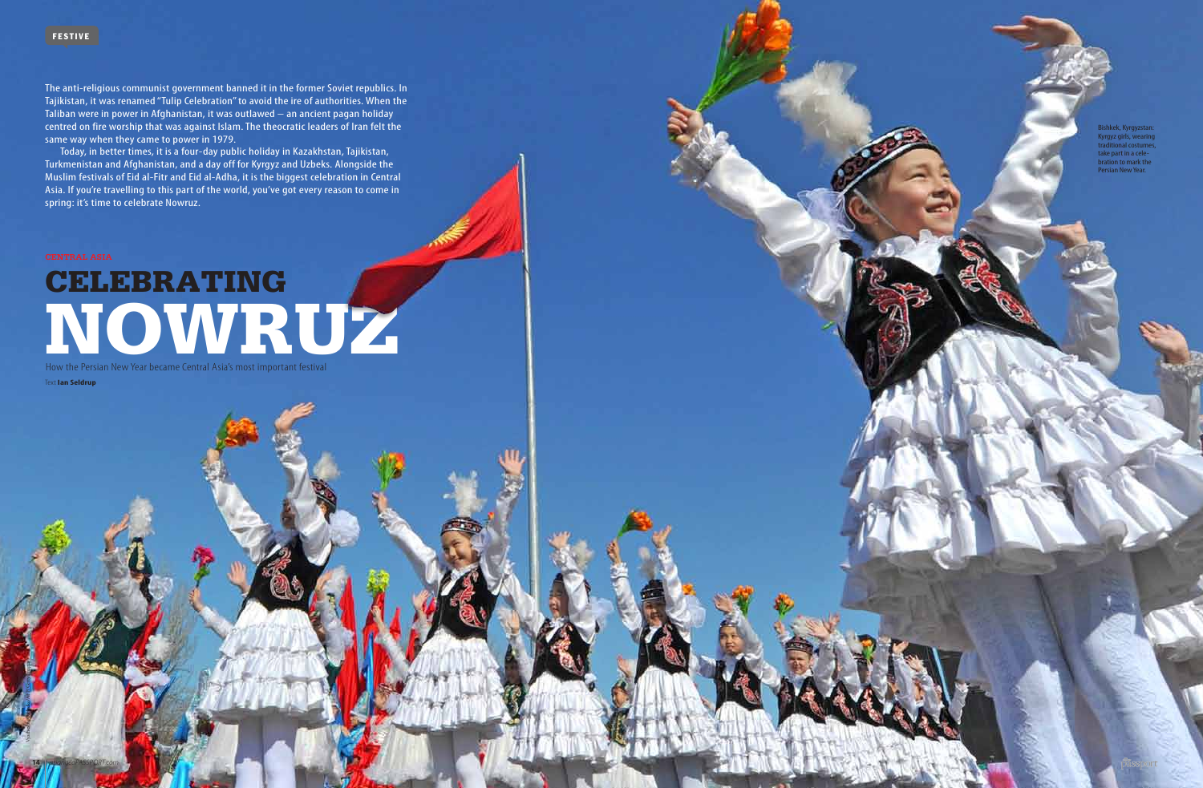FESTIVE

CENTRAL ASIA

# CELEBRATING NOWRUZ

How the Persian New Year became Central Asia's most important festival

Text **Ian Seldrup**

The anti-religious communist government banned it in the former Soviet republics. In Tajikistan, it was renamed "Tulip Celebration" to avoid the ire of authorities. When the Taliban were in power in Afghanistan, it was outlawed – an ancient pagan holiday centred on fire worship that was against Islam. The theocratic leaders of Iran felt the same way when they came to power in 1979.

Today, in better times, it is a four-day public holiday in Kazakhstan, Tajikistan, Turkmenistan and Afghanistan, and a day off for Kyrgyz and Uzbeks. Alongside the Muslim festivals of Eid al-Fitr and Eid al-Adha, it is the biggest celebration in Central Asia. If you're travelling to this part of the world, you've got every reason to come in spring: it's time to celebrate Nowruz.

Bishkek, Kyrgyzstan: Kyrgyz girls, wearing traditional costumes, take part in a celebration to mark the Persian New Year.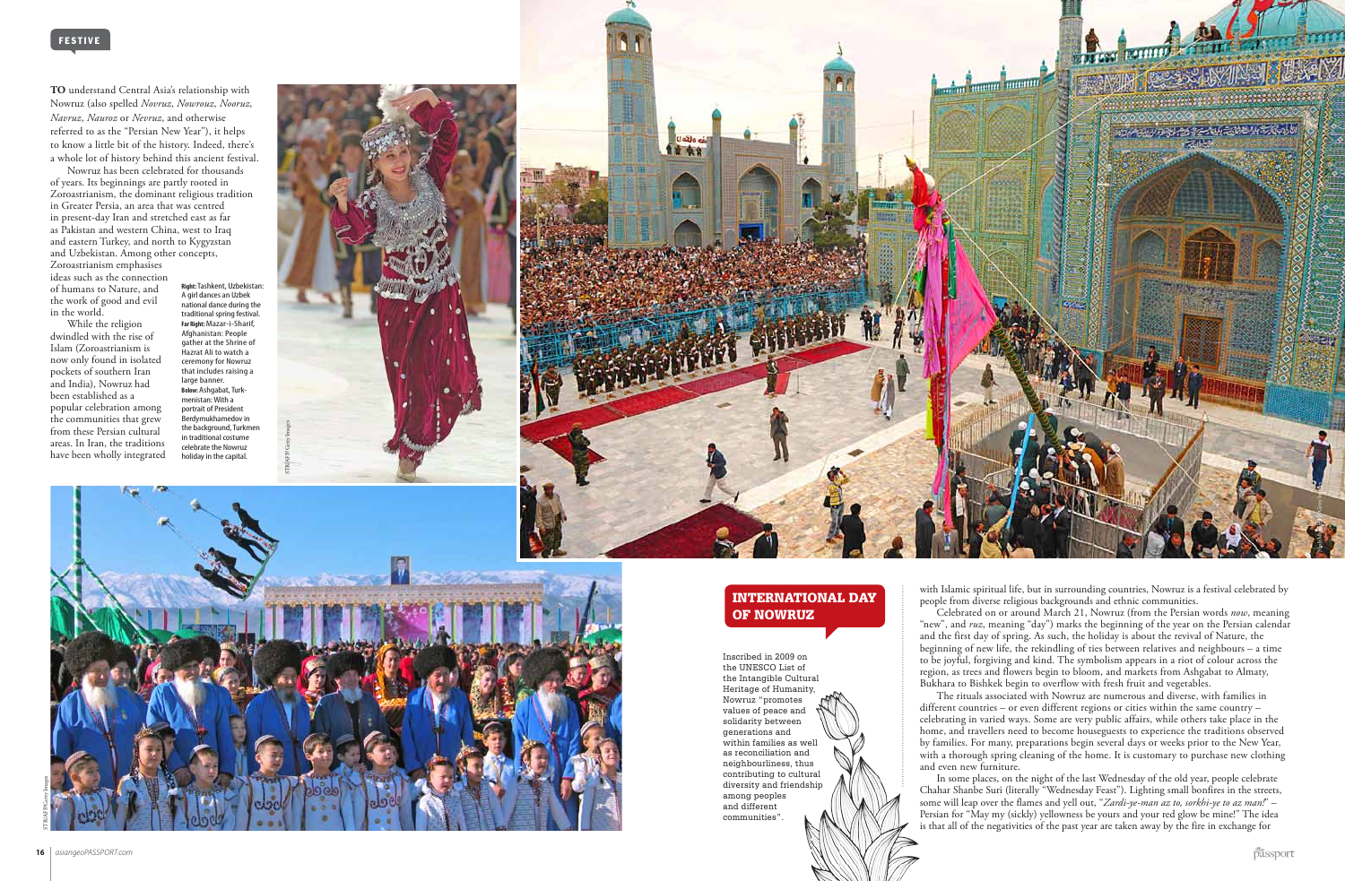FESTIVE

**TO** understand Central Asia's relationship with Nowruz (also spelled *Novruz*, *Nowrouz*, *Nooruz*, *Navruz*, *Nauroz* or *Nevruz*, and otherwise referred to as the "Persian New Year"), it helps to know a little bit of the history. Indeed, there's a whole lot of history behind this ancient festival.

Nowruz has been celebrated for thousands of years. Its beginnings are partly rooted in Zoroastrianism, the dominant religious tradition in Greater Persia, an area that was centred in present-day Iran and stretched east as far as Pakistan and western China, west to Iraq and eastern Turkey, and north to Kygyzstan and Uzbekistan. Among other concepts, Zoroastrianism emphasises ideas such as the connection of humans to Nature, and the work of good and evil in the world.

While the religion dwindled with the rise of Islam (Zoroastrianism is now only found in isolated pockets of southern Iran and India), Nowruz had been established as a popular celebration among the communities that grew from these Persian cultural areas. In Iran, the traditions have been wholly integrated with Islamic spiritual life, but in surrounding countries, Nowruz is a festival celebrated by people from diverse religious backgrounds and ethnic communities.

**Right:** Tashkent, Uzbekistan: A girl dances an Uzbek national dance during the traditional spring festival. **Far Right:** Mazar-i-Sharif, Afghanistan: People gather at the Shrine of Hazrat Ali to watch a ceremony for Nowruz that includes raising a large banner. **Below:** Ashgabat, Turkmenistan: With a portrait of President Berdymukhamedov in the background, Turkmen in traditional costume celebrate the Nowruz holiday in the capital.

Celebrated on or around March 21, Nowruz (from the Persian words *now*, meaning "new", and *ruz*, meaning "day") marks the beginning of the year on the Persian calendar and the first day of spring. As such, the holiday is about the revival of Nature, the beginning of new life, the rekindling of ties between relatives and neighbours – a time to be joyful, forgiving and kind. The symbolism appears in a riot of colour across the region, as trees and flowers begin to bloom, and markets from Ashgabat to Almaty, Bukhara to Bishkek begin to overflow with fresh fruit and vegetables.

The rituals associated with Nowruz are numerous and diverse, with families in different countries – or even different regions or cities within the same country – celebrating in varied ways. Some are very public affairs, while others take place in the home, and travellers need to become houseguests to experience the traditions observed by families. For many, preparations begin several days or weeks prior to the New Year, with a thorough spring cleaning of the home. It is customary to purchase new clothing and even new furniture.

In some places, on the night of the last Wednesday of the old year, people celebrate Chahar Shanbe Suri (literally "Wednesday Feast"). Lighting small bonfires in the streets, some will leap over the flames and yell out, "*Zardi-ye-man az to, sorkhi-ye to az man!*" – Persian for "May my (sickly) yellowness be yours and your red glow be mine!" The idea is that all of the negativities of the past year are taken away by the fire in exchange for

## INTERNATIONAL DAY OF NOWRUZ

Inscribed in 2009 on the UNESCO List of the Intangible Cultural Heritage of Humanity, Nowruz "promotes values of peace and solidarity between generations and within families as well as reconciliation and neighbourliness, thus contributing to cultural diversity and friendship among peoples and different communities".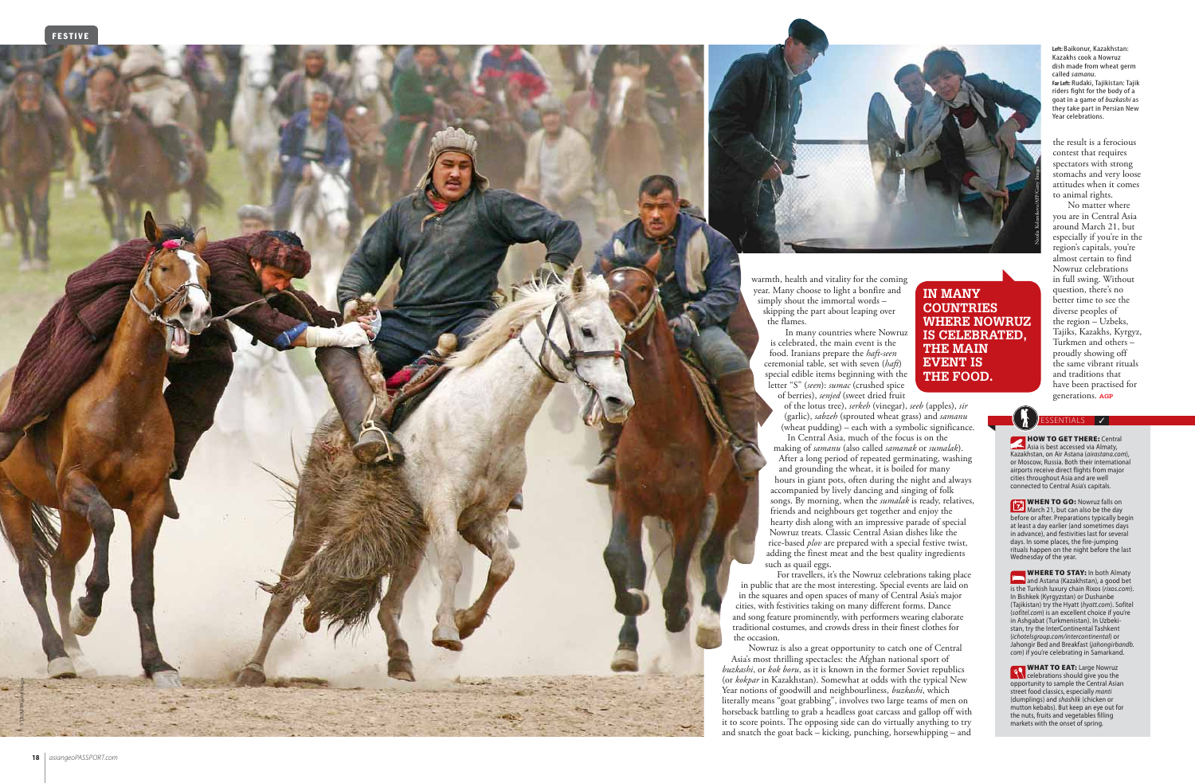warmth, health and vitality for the coming year. Many choose to light a bonfire and simply shout the immortal words – skipping the part about leaping over the flames.

In many countries where Nowruz is celebrated, the main event is the food. Iranians prepare the *haft-seen* ceremonial table, set with seven (*haft*) special edible items beginning with the letter "S" (*seen*): *sumac* (crushed spice of berries), *senjed* (sweet dried fruit of the lotus tree), *serkeh* (vinegar), *seeb* (apples), *sir* (garlic), *sabzeh* (sprouted wheat grass) and *samanu* (wheat pudding) – each with a symbolic significance.

In Central Asia, much of the focus is on the making of *samanu* (also called *samanak* or *sumalak*). After a long period of repeated germinating, washing and grounding the wheat, it is boiled for many hours in giant pots, often during the night and always accompanied by lively dancing and singing of folk songs. By morning, when the *sumalak* is ready, relatives, friends and neighbours get together and enjoy the hearty dish along with an impressive parade of special Nowruz treats. Classic Central Asian dishes like the rice-based *plov* are prepared with a special festive twist, adding the finest meat and the best quality ingredients such as quail eggs.

**IN MANY COUNTRIES WHERE NOWRUZ IS CELEBRATED, THE MAIN EVENT IS THE FOOD.**

For travellers, it's the Nowruz celebrations taking place in public that are the most interesting. Special events are laid on in the squares and open spaces of many of Central Asia's major cities, with festivities taking on many different forms. Dance and song feature prominently, with performers wearing elaborate traditional costumes, and crowds dress in their finest clothes for the occasion.

Nowruz is also a great opportunity to catch one of Central Asia's most thrilling spectacles: the Afghan national sport of *buzkashi*, or *kok boru*, as it is known in the former Soviet republics (or *kokpar* in Kazakhstan). Somewhat at odds with the typical New Year notions of goodwill and neighbourliness, *buzkashi*, which literally means "goat grabbing", involves two large teams of men on horseback battling to grab a headless goat carcass and gallop off with it to score points. The opposing side can do virtually anything to try and snatch the goat back – kicking, punching, horsewhipping – and the result is a ferocious contest that requires spectators with strong stomachs and very loose attitudes when it comes to animal rights.

No matter where you are in Central Asia around March 21, but especially if you're in the region's capitals, you're almost certain to find Nowruz celebrations in full swing. Without question, there's no better time to see the diverse peoples of the region – Uzbeks, Tajiks, Kazakhs, Kyrgyz, Turkmen and others – proudly showing off the same vibrant rituals and traditions that have been practised for generations. **AGP**

**Left:** Baikonur, Kazakhstan: Kazakhs cook a Nowruz dish made from wheat germ called *samanu*.
**Far Left:** Rudaki, Tajikistan: Tajik riders fight for the body of a goat in a game of *buzkashi* as they take part in Persian New Year celebrations.

## ESSENTIALS

**HOW TO GET THERE:** Central Asia is best accessed via Almaty, Kazakhstan, on Air Astana (*airastana.com*), or Moscow, Russia. Both their international airports receive direct flights from major cities throughout Asia and are well connected to Central Asia's capitals.

**WHEN TO GO:** Nowruz falls on March 21, but can also be the day before or after. Preparations typically begin at least a day earlier (and sometimes days in advance), and festivities last for several days. In some places, the fire-jumping rituals happen on the night before the last Wednesday of the year.

**WHERE TO STAY:** In both Almaty and Astana (Kazakhstan), a good bet is the Turkish luxury chain Rixos (*rixos.com*). In Bishkek (Kyrgyzstan) or Dushanbe (Tajikistan) try the Hyatt (*hyatt.com*). Sofitel (*sofitel.com*) is an excellent choice if you're in Ashgabat (Turkmenistan). In Uzbekistan, try the InterContinental Tashkent (*ichotelsgroup.com/intercontinental*) or Jahongir Bed and Breakfast (*jahongirbandb.com*) if you're celebrating in Samarkand.

**WHAT TO EAT:** Large Nowruz celebrations should give you the opportunity to sample the Central Asian street food classics, especially *manti* (dumplings) and *shashlik* (chicken or mutton kebabs). But keep an eye out for the nuts, fruits and vegetables filling markets with the onset of spring.